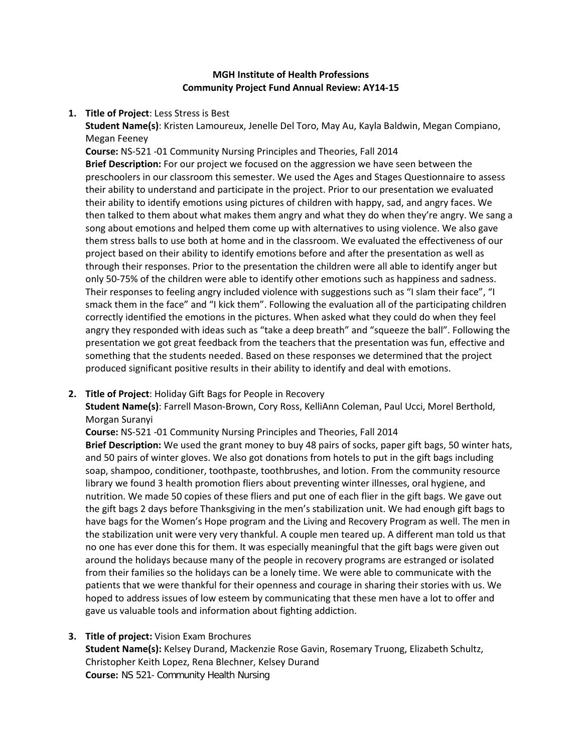**MGH Institute of Health Professions**
**Community Project Fund Annual Review: AY14-15**

1. **Title of Project**: Less Stress is Best
   **Student Name(s)**: Kristen Lamoureux, Jenelle Del Toro, May Au, Kayla Baldwin, Megan Compiano, Megan Feeney
   **Course:** NS-521 -01 Community Nursing Principles and Theories, Fall 2014
   **Brief Description:** For our project we focused on the aggression we have seen between the preschoolers in our classroom this semester. We used the Ages and Stages Questionnaire to assess their ability to understand and participate in the project. Prior to our presentation we evaluated their ability to identify emotions using pictures of children with happy, sad, and angry faces. We then talked to them about what makes them angry and what they do when they're angry. We sang a song about emotions and helped them come up with alternatives to using violence. We also gave them stress balls to use both at home and in the classroom. We evaluated the effectiveness of our project based on their ability to identify emotions before and after the presentation as well as through their responses. Prior to the presentation the children were all able to identify anger but only 50-75% of the children were able to identify other emotions such as happiness and sadness. Their responses to feeling angry included violence with suggestions such as "I slam their face", "I smack them in the face" and "I kick them". Following the evaluation all of the participating children correctly identified the emotions in the pictures. When asked what they could do when they feel angry they responded with ideas such as "take a deep breath" and "squeeze the ball". Following the presentation we got great feedback from the teachers that the presentation was fun, effective and something that the students needed. Based on these responses we determined that the project produced significant positive results in their ability to identify and deal with emotions.

2. **Title of Project**: Holiday Gift Bags for People in Recovery
   **Student Name(s)**: Farrell Mason-Brown, Cory Ross, KelliAnn Coleman, Paul Ucci, Morel Berthold, Morgan Suranyi
   **Course:** NS-521 -01 Community Nursing Principles and Theories, Fall 2014
   **Brief Description:** We used the grant money to buy 48 pairs of socks, paper gift bags, 50 winter hats, and 50 pairs of winter gloves. We also got donations from hotels to put in the gift bags including soap, shampoo, conditioner, toothpaste, toothbrushes, and lotion. From the community resource library we found 3 health promotion fliers about preventing winter illnesses, oral hygiene, and nutrition. We made 50 copies of these fliers and put one of each flier in the gift bags. We gave out the gift bags 2 days before Thanksgiving in the men's stabilization unit. We had enough gift bags to have bags for the Women's Hope program and the Living and Recovery Program as well. The men in the stabilization unit were very very thankful. A couple men teared up. A different man told us that no one has ever done this for them. It was especially meaningful that the gift bags were given out around the holidays because many of the people in recovery programs are estranged or isolated from their families so the holidays can be a lonely time. We were able to communicate with the patients that we were thankful for their openness and courage in sharing their stories with us. We hoped to address issues of low esteem by communicating that these men have a lot to offer and gave us valuable tools and information about fighting addiction.

3. **Title of project:** Vision Exam Brochures
   **Student Name(s):** Kelsey Durand, Mackenzie Rose Gavin, Rosemary Truong, Elizabeth Schultz, Christopher Keith Lopez, Rena Blechner, Kelsey Durand
   **Course:** NS 521- Community Health Nursing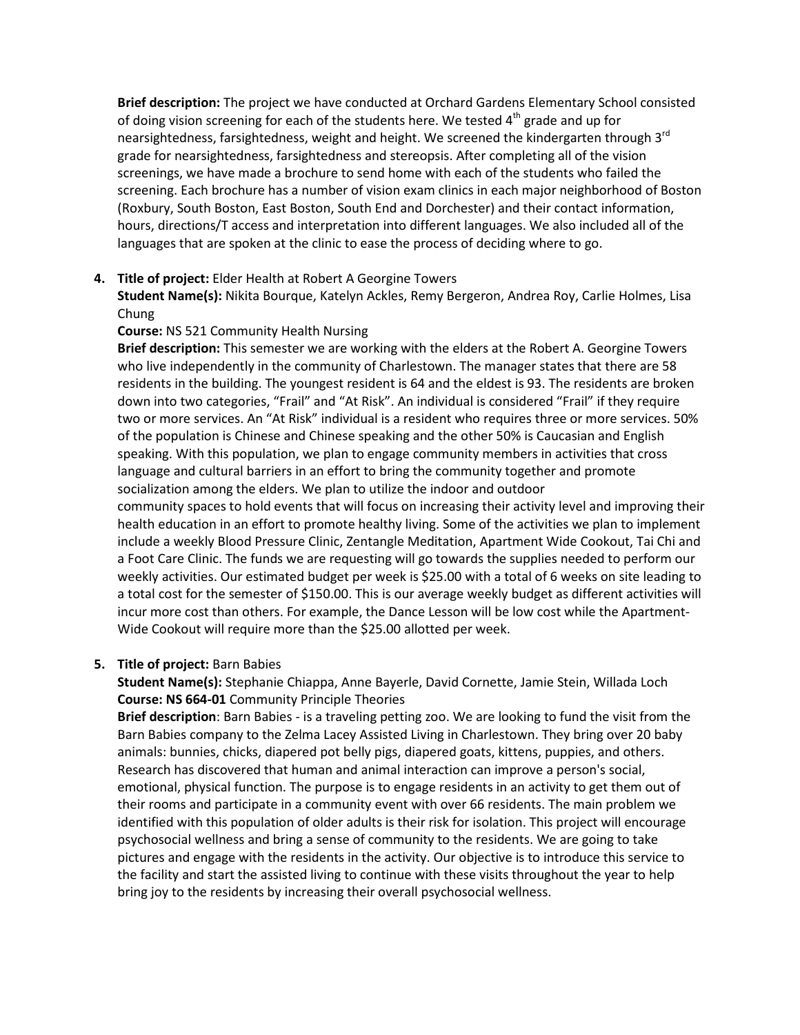**Brief description:** The project we have conducted at Orchard Gardens Elementary School consisted of doing vision screening for each of the students here. We tested 4th grade and up for nearsightedness, farsightedness, weight and height. We screened the kindergarten through 3rd grade for nearsightedness, farsightedness and stereopsis. After completing all of the vision screenings, we have made a brochure to send home with each of the students who failed the screening. Each brochure has a number of vision exam clinics in each major neighborhood of Boston (Roxbury, South Boston, East Boston, South End and Dorchester) and their contact information, hours, directions/T access and interpretation into different languages. We also included all of the languages that are spoken at the clinic to ease the process of deciding where to go.

4. **Title of project:** Elder Health at Robert A Georgine Towers
   **Student Name(s):** Nikita Bourque, Katelyn Ackles, Remy Bergeron, Andrea Roy, Carlie Holmes, Lisa Chung
   **Course:** NS 521 Community Health Nursing
   **Brief description:** This semester we are working with the elders at the Robert A. Georgine Towers who live independently in the community of Charlestown. The manager states that there are 58 residents in the building. The youngest resident is 64 and the eldest is 93. The residents are broken down into two categories, "Frail" and "At Risk". An individual is considered "Frail" if they require two or more services. An "At Risk" individual is a resident who requires three or more services. 50% of the population is Chinese and Chinese speaking and the other 50% is Caucasian and English speaking. With this population, we plan to engage community members in activities that cross language and cultural barriers in an effort to bring the community together and promote socialization among the elders. We plan to utilize the indoor and outdoor community spaces to hold events that will focus on increasing their activity level and improving their health education in an effort to promote healthy living. Some of the activities we plan to implement include a weekly Blood Pressure Clinic, Zentangle Meditation, Apartment Wide Cookout, Tai Chi and a Foot Care Clinic. The funds we are requesting will go towards the supplies needed to perform our weekly activities. Our estimated budget per week is $25.00 with a total of 6 weeks on site leading to a total cost for the semester of $150.00. This is our average weekly budget as different activities will incur more cost than others. For example, the Dance Lesson will be low cost while the Apartment-Wide Cookout will require more than the $25.00 allotted per week.

5. **Title of project:** Barn Babies
   **Student Name(s):** Stephanie Chiappa, Anne Bayerle, David Cornette, Jamie Stein, Willada Loch
   **Course: NS 664-01** Community Principle Theories
   **Brief description**: Barn Babies - is a traveling petting zoo. We are looking to fund the visit from the Barn Babies company to the Zelma Lacey Assisted Living in Charlestown. They bring over 20 baby animals: bunnies, chicks, diapered pot belly pigs, diapered goats, kittens, puppies, and others. Research has discovered that human and animal interaction can improve a person's social, emotional, physical function. The purpose is to engage residents in an activity to get them out of their rooms and participate in a community event with over 66 residents. The main problem we identified with this population of older adults is their risk for isolation. This project will encourage psychosocial wellness and bring a sense of community to the residents. We are going to take pictures and engage with the residents in the activity. Our objective is to introduce this service to the facility and start the assisted living to continue with these visits throughout the year to help bring joy to the residents by increasing their overall psychosocial wellness.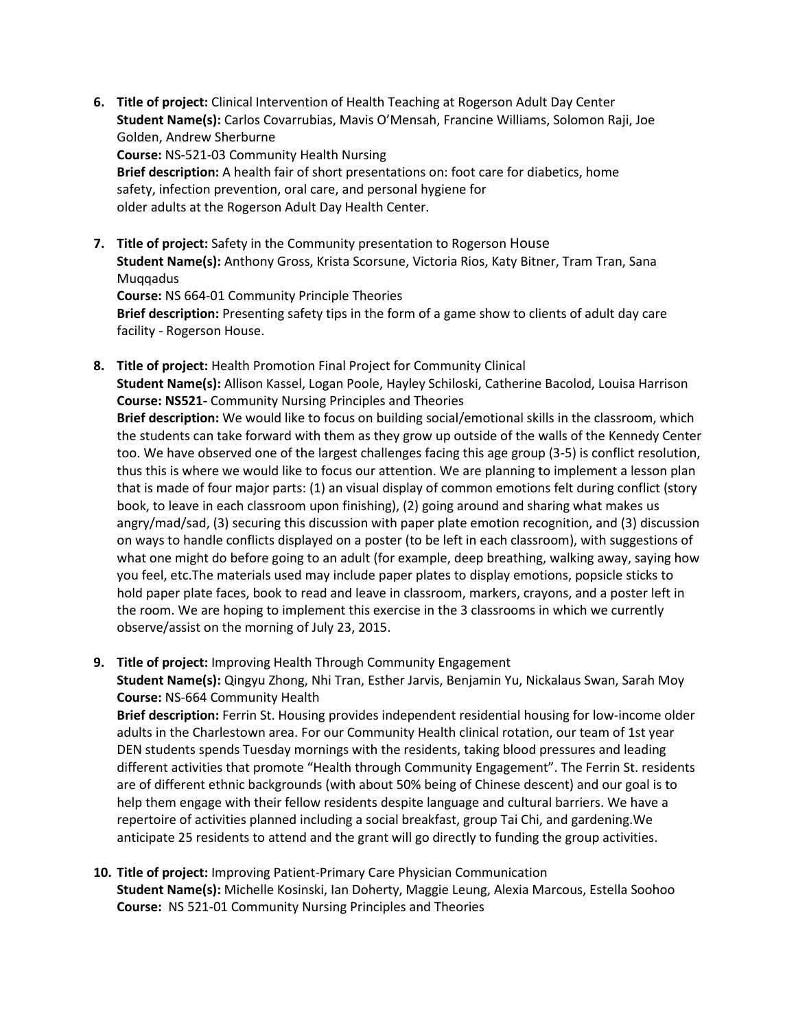6. **Title of project:** Clinical Intervention of Health Teaching at Rogerson Adult Day Center
   **Student Name(s):** Carlos Covarrubias, Mavis O'Mensah, Francine Williams, Solomon Raji, Joe Golden, Andrew Sherburne
   **Course:** NS-521-03 Community Health Nursing
   **Brief description:** A health fair of short presentations on: foot care for diabetics, home safety, infection prevention, oral care, and personal hygiene for older adults at the Rogerson Adult Day Health Center.

7. **Title of project:** Safety in the Community presentation to Rogerson House
   **Student Name(s):** Anthony Gross, Krista Scorsune, Victoria Rios, Katy Bitner, Tram Tran, Sana Muqqadus
   **Course:** NS 664-01 Community Principle Theories
   **Brief description:** Presenting safety tips in the form of a game show to clients of adult day care facility - Rogerson House.

8. **Title of project:** Health Promotion Final Project for Community Clinical
   **Student Name(s):** Allison Kassel, Logan Poole, Hayley Schiloski, Catherine Bacolod, Louisa Harrison
   **Course: NS521-** Community Nursing Principles and Theories
   **Brief description:** We would like to focus on building social/emotional skills in the classroom, which the students can take forward with them as they grow up outside of the walls of the Kennedy Center too. We have observed one of the largest challenges facing this age group (3-5) is conflict resolution, thus this is where we would like to focus our attention. We are planning to implement a lesson plan that is made of four major parts: (1) an visual display of common emotions felt during conflict (story book, to leave in each classroom upon finishing), (2) going around and sharing what makes us angry/mad/sad, (3) securing this discussion with paper plate emotion recognition, and (3) discussion on ways to handle conflicts displayed on a poster (to be left in each classroom), with suggestions of what one might do before going to an adult (for example, deep breathing, walking away, saying how you feel, etc.The materials used may include paper plates to display emotions, popsicle sticks to hold paper plate faces, book to read and leave in classroom, markers, crayons, and a poster left in the room. We are hoping to implement this exercise in the 3 classrooms in which we currently observe/assist on the morning of July 23, 2015.

9. **Title of project:** Improving Health Through Community Engagement
   **Student Name(s):** Qingyu Zhong, Nhi Tran, Esther Jarvis, Benjamin Yu, Nickalaus Swan, Sarah Moy
   **Course:** NS-664 Community Health
   **Brief description:** Ferrin St. Housing provides independent residential housing for low-income older adults in the Charlestown area. For our Community Health clinical rotation, our team of 1st year DEN students spends Tuesday mornings with the residents, taking blood pressures and leading different activities that promote "Health through Community Engagement". The Ferrin St. residents are of different ethnic backgrounds (with about 50% being of Chinese descent) and our goal is to help them engage with their fellow residents despite language and cultural barriers. We have a repertoire of activities planned including a social breakfast, group Tai Chi, and gardening.We anticipate 25 residents to attend and the grant will go directly to funding the group activities.

10. **Title of project:** Improving Patient-Primary Care Physician Communication
    **Student Name(s):** Michelle Kosinski, Ian Doherty, Maggie Leung, Alexia Marcous, Estella Soohoo
    **Course:** NS 521-01 Community Nursing Principles and Theories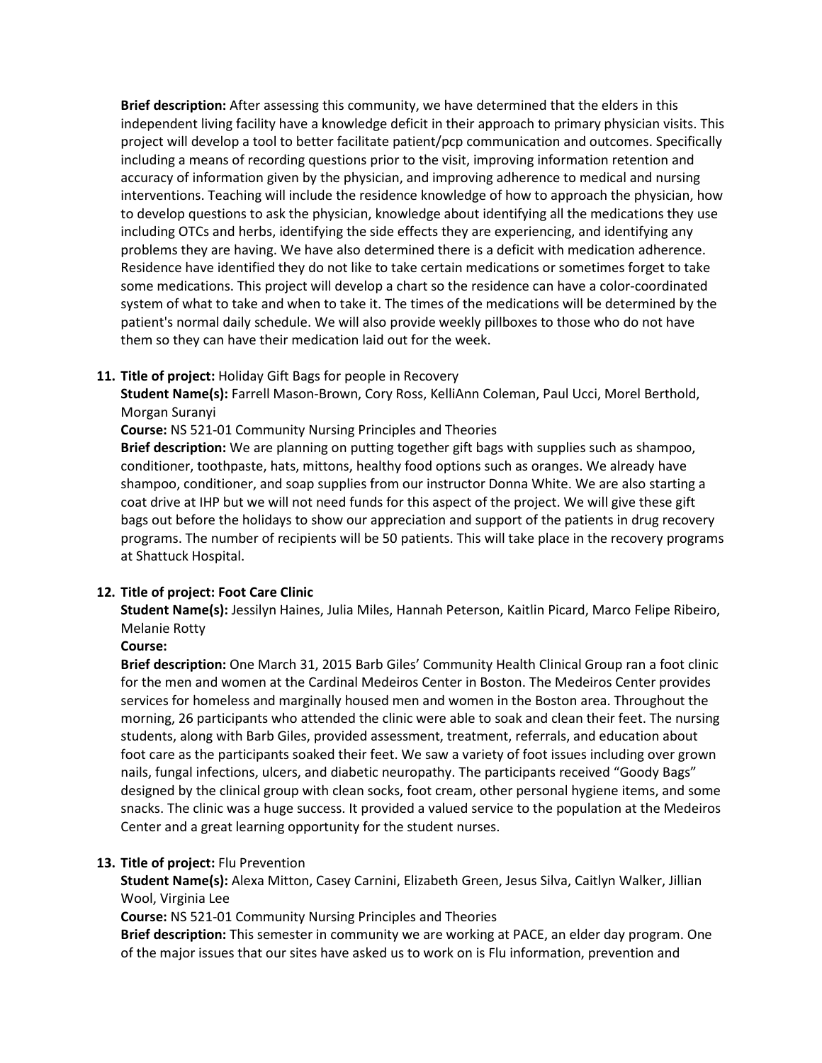**Brief description:** After assessing this community, we have determined that the elders in this independent living facility have a knowledge deficit in their approach to primary physician visits. This project will develop a tool to better facilitate patient/pcp communication and outcomes. Specifically including a means of recording questions prior to the visit, improving information retention and accuracy of information given by the physician, and improving adherence to medical and nursing interventions. Teaching will include the residence knowledge of how to approach the physician, how to develop questions to ask the physician, knowledge about identifying all the medications they use including OTCs and herbs, identifying the side effects they are experiencing, and identifying any problems they are having. We have also determined there is a deficit with medication adherence. Residence have identified they do not like to take certain medications or sometimes forget to take some medications. This project will develop a chart so the residence can have a color-coordinated system of what to take and when to take it. The times of the medications will be determined by the patient's normal daily schedule. We will also provide weekly pillboxes to those who do not have them so they can have their medication laid out for the week.

11. **Title of project:** Holiday Gift Bags for people in Recovery
    **Student Name(s):** Farrell Mason-Brown, Cory Ross, KelliAnn Coleman, Paul Ucci, Morel Berthold, Morgan Suranyi
    **Course:** NS 521-01 Community Nursing Principles and Theories
    **Brief description:** We are planning on putting together gift bags with supplies such as shampoo, conditioner, toothpaste, hats, mittons, healthy food options such as oranges. We already have shampoo, conditioner, and soap supplies from our instructor Donna White. We are also starting a coat drive at IHP but we will not need funds for this aspect of the project. We will give these gift bags out before the holidays to show our appreciation and support of the patients in drug recovery programs. The number of recipients will be 50 patients. This will take place in the recovery programs at Shattuck Hospital.

12. **Title of project: Foot Care Clinic**
    **Student Name(s):** Jessilyn Haines, Julia Miles, Hannah Peterson, Kaitlin Picard, Marco Felipe Ribeiro, Melanie Rotty
    **Course:**
    **Brief description:** One March 31, 2015 Barb Giles' Community Health Clinical Group ran a foot clinic for the men and women at the Cardinal Medeiros Center in Boston. The Medeiros Center provides services for homeless and marginally housed men and women in the Boston area. Throughout the morning, 26 participants who attended the clinic were able to soak and clean their feet. The nursing students, along with Barb Giles, provided assessment, treatment, referrals, and education about foot care as the participants soaked their feet. We saw a variety of foot issues including over grown nails, fungal infections, ulcers, and diabetic neuropathy. The participants received "Goody Bags" designed by the clinical group with clean socks, foot cream, other personal hygiene items, and some snacks. The clinic was a huge success. It provided a valued service to the population at the Medeiros Center and a great learning opportunity for the student nurses.

13. **Title of project:** Flu Prevention
    **Student Name(s):** Alexa Mitton, Casey Carnini, Elizabeth Green, Jesus Silva, Caitlyn Walker, Jillian Wool, Virginia Lee
    **Course:** NS 521-01 Community Nursing Principles and Theories
    **Brief description:** This semester in community we are working at PACE, an elder day program. One of the major issues that our sites have asked us to work on is Flu information, prevention and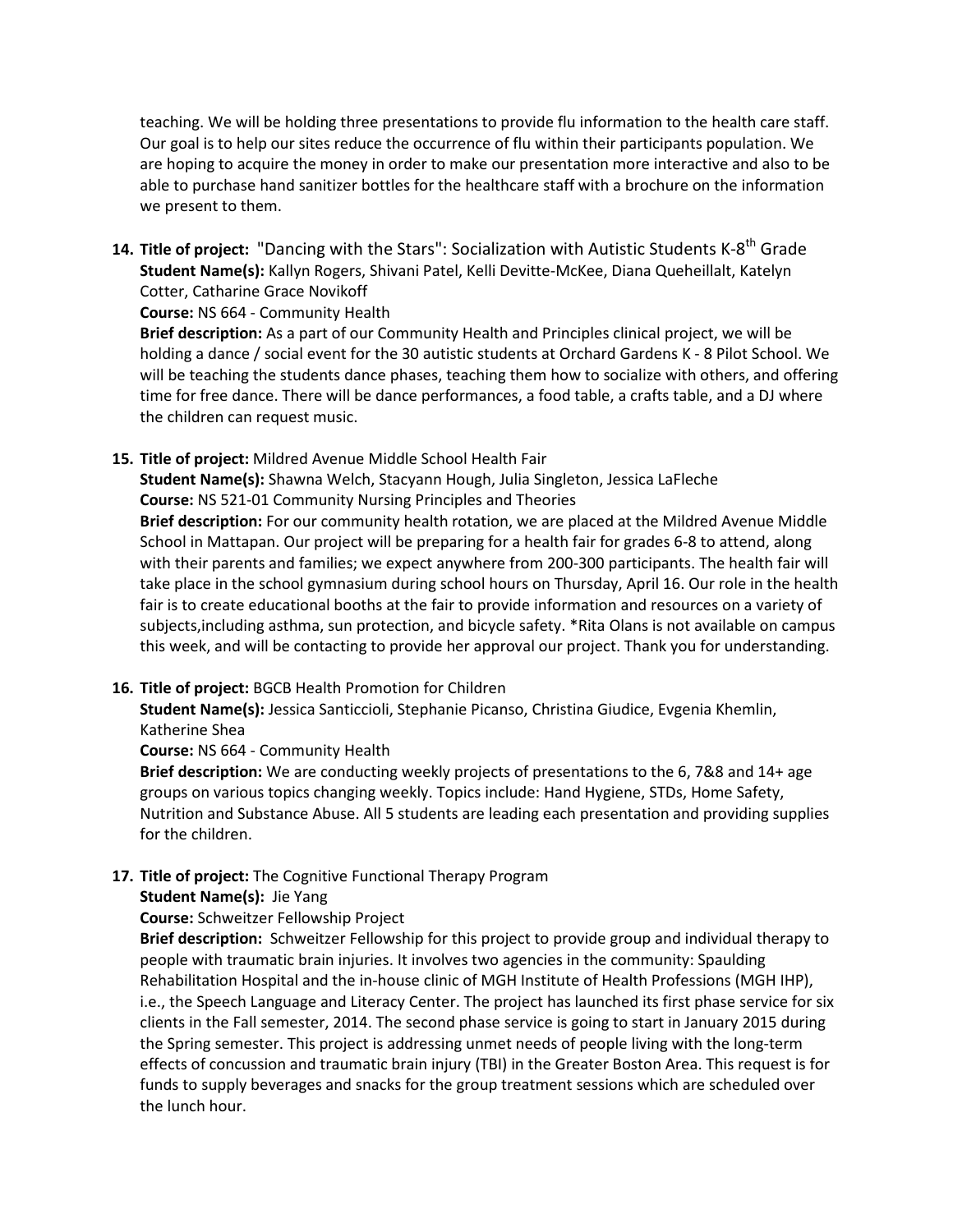teaching. We will be holding three presentations to provide flu information to the health care staff. Our goal is to help our sites reduce the occurrence of flu within their participants population. We are hoping to acquire the money in order to make our presentation more interactive and also to be able to purchase hand sanitizer bottles for the healthcare staff with a brochure on the information we present to them.

14. **Title of project:** "Dancing with the Stars": Socialization with Autistic Students K-8th Grade
 **Student Name(s):** Kallyn Rogers, Shivani Patel, Kelli Devitte-McKee, Diana Queheillalt, Katelyn Cotter, Catharine Grace Novikoff
 **Course:** NS 664 - Community Health
 **Brief description:** As a part of our Community Health and Principles clinical project, we will be holding a dance / social event for the 30 autistic students at Orchard Gardens K - 8 Pilot School. We will be teaching the students dance phases, teaching them how to socialize with others, and offering time for free dance. There will be dance performances, a food table, a crafts table, and a DJ where the children can request music.

15. **Title of project:** Mildred Avenue Middle School Health Fair
 **Student Name(s):** Shawna Welch, Stacyann Hough, Julia Singleton, Jessica LaFleche
 **Course:** NS 521-01 Community Nursing Principles and Theories
 **Brief description:** For our community health rotation, we are placed at the Mildred Avenue Middle School in Mattapan. Our project will be preparing for a health fair for grades 6-8 to attend, along with their parents and families; we expect anywhere from 200-300 participants. The health fair will take place in the school gymnasium during school hours on Thursday, April 16. Our role in the health fair is to create educational booths at the fair to provide information and resources on a variety of subjects,including asthma, sun protection, and bicycle safety. *Rita Olans is not available on campus this week, and will be contacting to provide her approval our project. Thank you for understanding.

16. **Title of project:** BGCB Health Promotion for Children
 **Student Name(s):** Jessica Santiccioli, Stephanie Picanso, Christina Giudice, Evgenia Khemlin, Katherine Shea
 **Course:** NS 664 - Community Health
 **Brief description:** We are conducting weekly projects of presentations to the 6, 7&8 and 14+ age groups on various topics changing weekly. Topics include: Hand Hygiene, STDs, Home Safety, Nutrition and Substance Abuse. All 5 students are leading each presentation and providing supplies for the children.

17. **Title of project:** The Cognitive Functional Therapy Program
 **Student Name(s):** Jie Yang
 **Course:** Schweitzer Fellowship Project
 **Brief description:** Schweitzer Fellowship for this project to provide group and individual therapy to people with traumatic brain injuries. It involves two agencies in the community: Spaulding Rehabilitation Hospital and the in-house clinic of MGH Institute of Health Professions (MGH IHP), i.e., the Speech Language and Literacy Center. The project has launched its first phase service for six clients in the Fall semester, 2014. The second phase service is going to start in January 2015 during the Spring semester. This project is addressing unmet needs of people living with the long-term effects of concussion and traumatic brain injury (TBI) in the Greater Boston Area. This request is for funds to supply beverages and snacks for the group treatment sessions which are scheduled over the lunch hour.